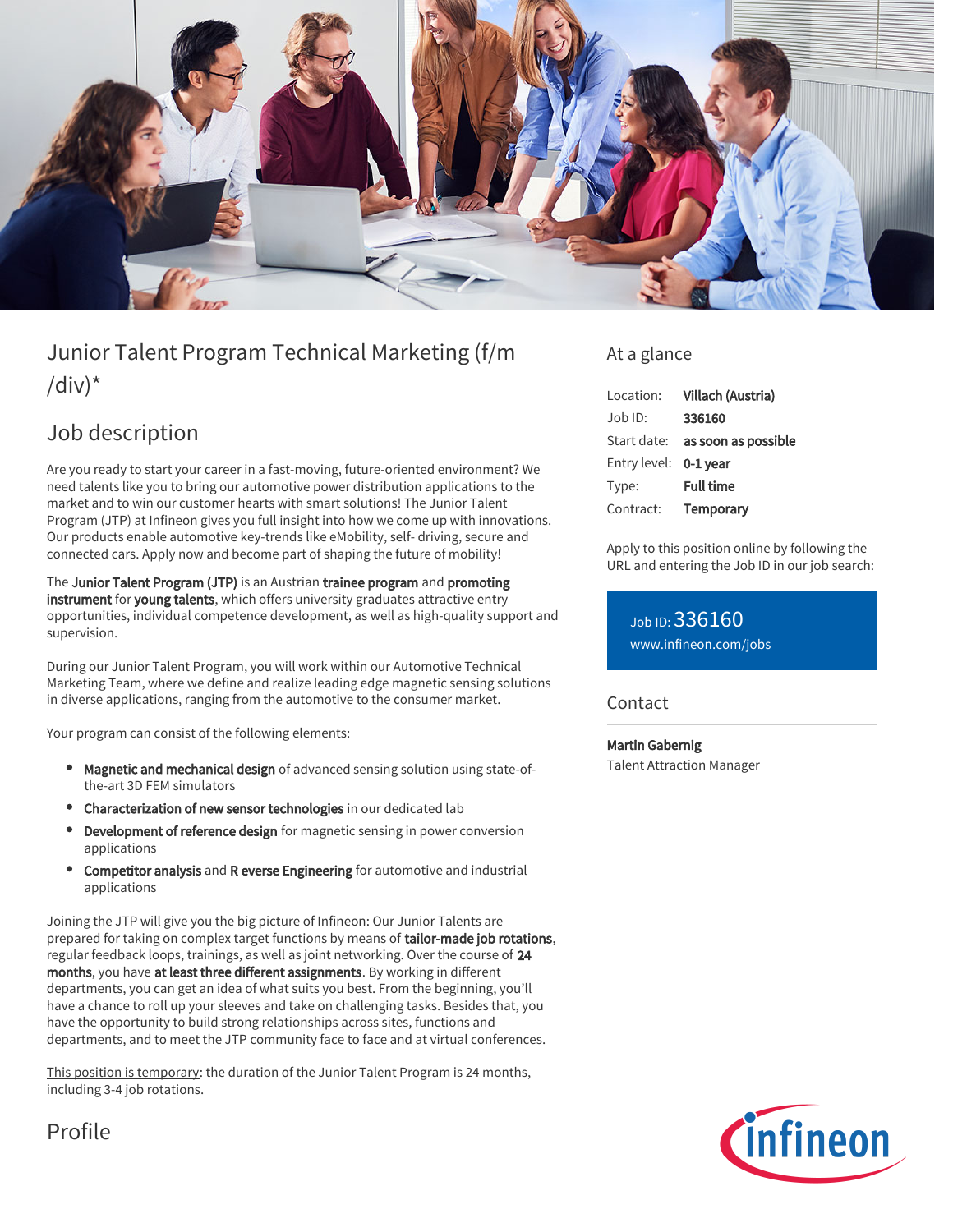# Junior Talent Program Technical Marketing (f/m /div)*

## Job description

Are you ready to start your career in a fast-moving, future-oriented environment? We need talents like you to bring our automotive power distribution applications to the market and to win our customer hearts with smart solutions! The Junior Talent Program (JTP) at Infineon gives you full insight into how we come up with innovations. Our products enable automotive key-trends like eMobility, self- driving, secure and connected cars. Apply now and become part of shaping the future of mobility!

The **Junior Talent Program (JTP)** is an Austrian **trainee program** and **promoting instrument** for **young talents**, which offers university graduates attractive entry opportunities, individual competence development, as well as high-quality support and supervision.

During our Junior Talent Program, you will work within our Automotive Technical Marketing Team, where we define and realize leading edge magnetic sensing solutions in diverse applications, ranging from the automotive to the consumer market.

Your program can consist of the following elements:

- **Magnetic and mechanical design** of advanced sensing solution using state-of-the-art 3D FEM simulators
- **Characterization of new sensor technologies** in our dedicated lab
- **Development of reference design** for magnetic sensing in power conversion applications
- **Competitor analysis** and **R everse Engineering** for automotive and industrial applications

Joining the JTP will give you the big picture of Infineon: Our Junior Talents are prepared for taking on complex target functions by means of **tailor-made job rotations**, regular feedback loops, trainings, as well as joint networking. Over the course of **24 months**, you have **at least three different assignments**. By working in different departments, you can get an idea of what suits you best. From the beginning, you'll have a chance to roll up your sleeves and take on challenging tasks. Besides that, you have the opportunity to build strong relationships across sites, functions and departments, and to meet the JTP community face to face and at virtual conferences.

This position is temporary: the duration of the Junior Talent Program is 24 months, including 3-4 job rotations.

## Profile

## At a glance

| | |
|---|---|
| Location: | **Villach (Austria)** |
| Job ID: | **336160** |
| Start date: | **as soon as possible** |
| Entry level: | **0-1 year** |
| Type: | **Full time** |
| Contract: | **Temporary** |

Apply to this position online by following the URL and entering the Job ID in our job search:

Job ID: 336160
www.infineon.com/jobs

## Contact

**Martin Gabernig**
Talent Attraction Manager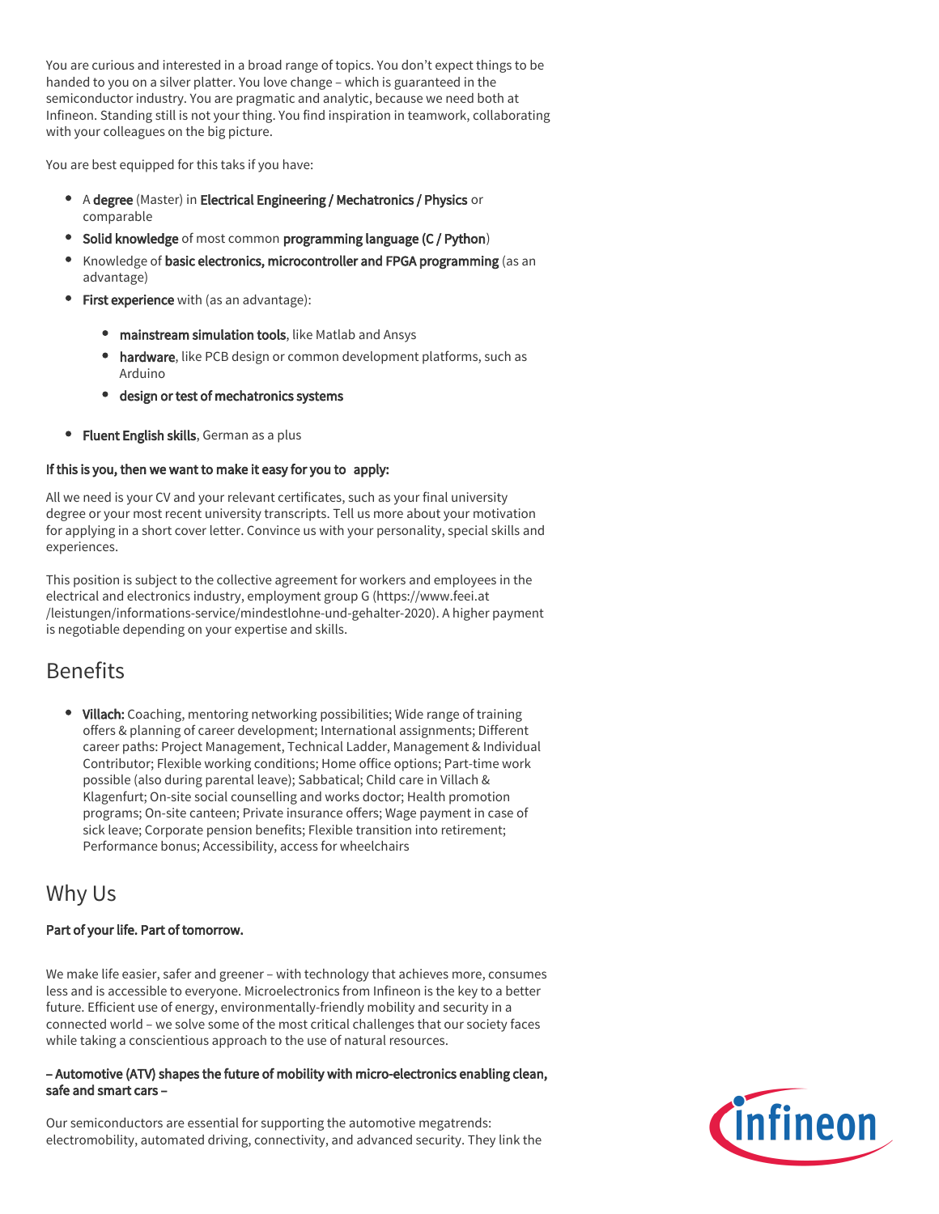You are curious and interested in a broad range of topics. You don't expect things to be handed to you on a silver platter. You love change – which is guaranteed in the semiconductor industry. You are pragmatic and analytic, because we need both at Infineon. Standing still is not your thing. You find inspiration in teamwork, collaborating with your colleagues on the big picture.

You are best equipped for this taks if you have:

- A **degree** (Master) in **Electrical Engineering / Mechatronics / Physics** or comparable
- **Solid knowledge** of most common **programming language (C / Python**)
- Knowledge of **basic electronics, microcontroller and FPGA programming** (as an advantage)
- **First experience** with (as an advantage):
  - **mainstream simulation tools**, like Matlab and Ansys
  - **hardware**, like PCB design or common development platforms, such as Arduino
  - **design or test of mechatronics systems**
- **Fluent English skills**, German as a plus

**If this is you, then we want to make it easy for you to apply:**

All we need is your CV and your relevant certificates, such as your final university degree or your most recent university transcripts. Tell us more about your motivation for applying in a short cover letter. Convince us with your personality, special skills and experiences.

This position is subject to the collective agreement for workers and employees in the electrical and electronics industry, employment group G (https://www.feei.at /leistungen/informations-service/mindestlohne-und-gehalter-2020). A higher payment is negotiable depending on your expertise and skills.

## Benefits

- **Villach:** Coaching, mentoring networking possibilities; Wide range of training offers & planning of career development; International assignments; Different career paths: Project Management, Technical Ladder, Management & Individual Contributor; Flexible working conditions; Home office options; Part-time work possible (also during parental leave); Sabbatical; Child care in Villach & Klagenfurt; On-site social counselling and works doctor; Health promotion programs; On-site canteen; Private insurance offers; Wage payment in case of sick leave; Corporate pension benefits; Flexible transition into retirement; Performance bonus; Accessibility, access for wheelchairs

## Why Us

**Part of your life. Part of tomorrow.**

We make life easier, safer and greener – with technology that achieves more, consumes less and is accessible to everyone. Microelectronics from Infineon is the key to a better future. Efficient use of energy, environmentally-friendly mobility and security in a connected world – we solve some of the most critical challenges that our society faces while taking a conscientious approach to the use of natural resources.

**– Automotive (ATV) shapes the future of mobility with micro-electronics enabling clean, safe and smart cars –**

Our semiconductors are essential for supporting the automotive megatrends: electromobility, automated driving, connectivity, and advanced security. They link the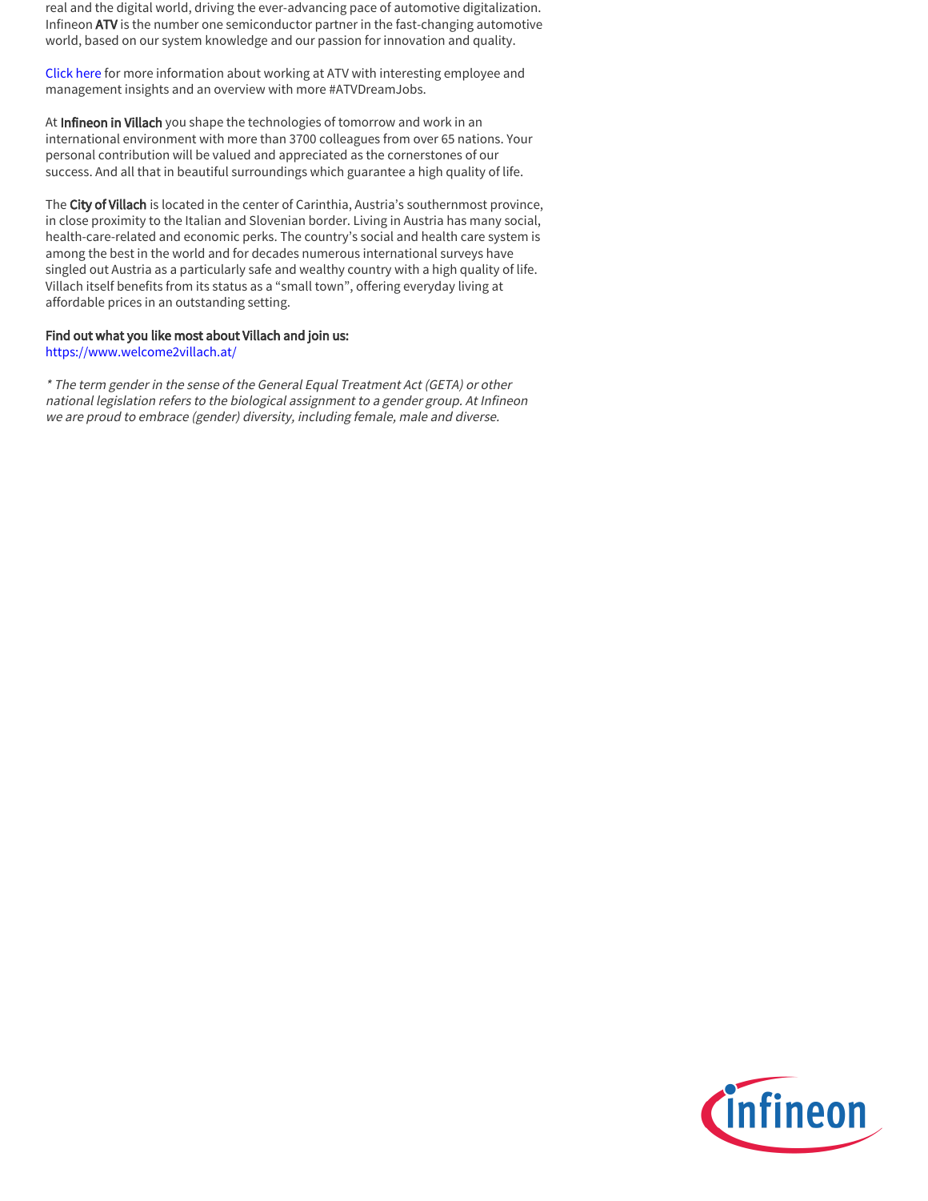real and the digital world, driving the ever-advancing pace of automotive digitalization. Infineon **ATV** is the number one semiconductor partner in the fast-changing automotive world, based on our system knowledge and our passion for innovation and quality.

Click here for more information about working at ATV with interesting employee and management insights and an overview with more #ATVDreamJobs.

At **Infineon in Villach** you shape the technologies of tomorrow and work in an international environment with more than 3700 colleagues from over 65 nations. Your personal contribution will be valued and appreciated as the cornerstones of our success. And all that in beautiful surroundings which guarantee a high quality of life.

The **City of Villach** is located in the center of Carinthia, Austria's southernmost province, in close proximity to the Italian and Slovenian border. Living in Austria has many social, health-care-related and economic perks. The country's social and health care system is among the best in the world and for decades numerous international surveys have singled out Austria as a particularly safe and wealthy country with a high quality of life. Villach itself benefits from its status as a "small town", offering everyday living at affordable prices in an outstanding setting.

**Find out what you like most about Villach and join us:**
https://www.welcome2villach.at/

*\* The term gender in the sense of the General Equal Treatment Act (GETA) or other national legislation refers to the biological assignment to a gender group. At Infineon we are proud to embrace (gender) diversity, including female, male and diverse.*